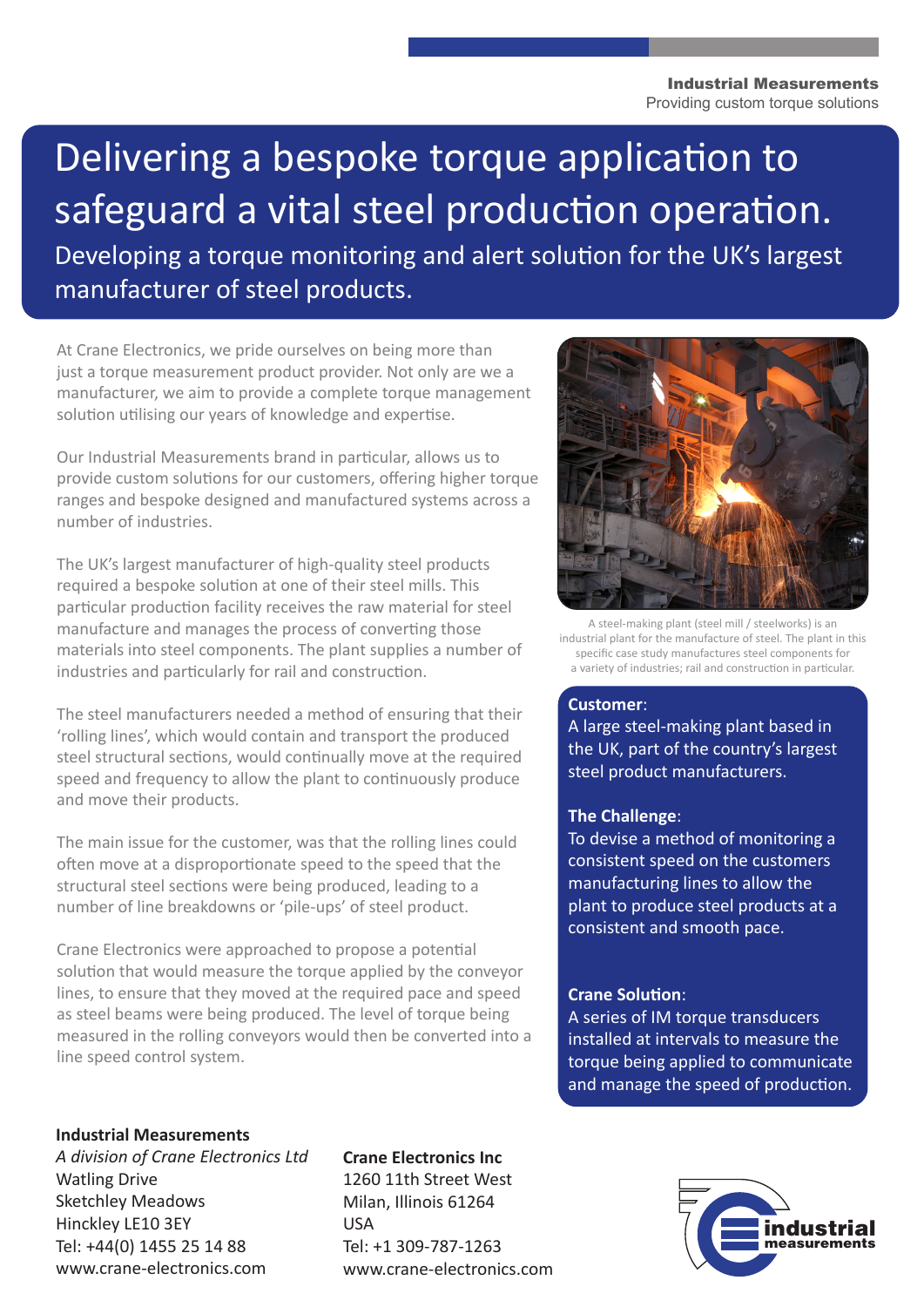**Industrial Measurements**
Providing custom torque solutions

# Delivering a bespoke torque application to safeguard a vital steel production operation.

## Developing a torque monitoring and alert solution for the UK's largest manufacturer of steel products.

At Crane Electronics, we pride ourselves on being more than just a torque measurement product provider. Not only are we a manufacturer, we aim to provide a complete torque management solution utilising our years of knowledge and expertise.

Our Industrial Measurements brand in particular, allows us to provide custom solutions for our customers, offering higher torque ranges and bespoke designed and manufactured systems across a number of industries.

The UK's largest manufacturer of high-quality steel products required a bespoke solution at one of their steel mills. This particular production facility receives the raw material for steel manufacture and manages the process of converting those materials into steel components. The plant supplies a number of industries and particularly for rail and construction.

The steel manufacturers needed a method of ensuring that their 'rolling lines', which would contain and transport the produced steel structural sections, would continually move at the required speed and frequency to allow the plant to continuously produce and move their products.

The main issue for the customer, was that the rolling lines could often move at a disproportionate speed to the speed that the structural steel sections were being produced, leading to a number of line breakdowns or 'pile-ups' of steel product.

Crane Electronics were approached to propose a potential solution that would measure the torque applied by the conveyor lines, to ensure that they moved at the required pace and speed as steel beams were being produced. The level of torque being measured in the rolling conveyors would then be converted into a line speed control system.

A steel-making plant (steel mill / steelworks) is an industrial plant for the manufacture of steel. The plant in this specific case study manufactures steel components for a variety of industries; rail and construction in particular.

**Customer**:
A large steel-making plant based in the UK, part of the country's largest steel product manufacturers.

**The Challenge**:
To devise a method of monitoring a consistent speed on the customers manufacturing lines to allow the plant to produce steel products at a consistent and smooth pace.

**Crane Solution**:
A series of IM torque transducers installed at intervals to measure the torque being applied to communicate and manage the speed of production.

**Industrial Measurements**
*A division of Crane Electronics Ltd*
Watling Drive
Sketchley Meadows
Hinckley LE10 3EY
Tel: +44(0) 1455 25 14 88
www.crane-electronics.com

**Crane Electronics Inc**
1260 11th Street West
Milan, Illinois 61264
USA
Tel: +1 309-787-1263
www.crane-electronics.com

industrial measurements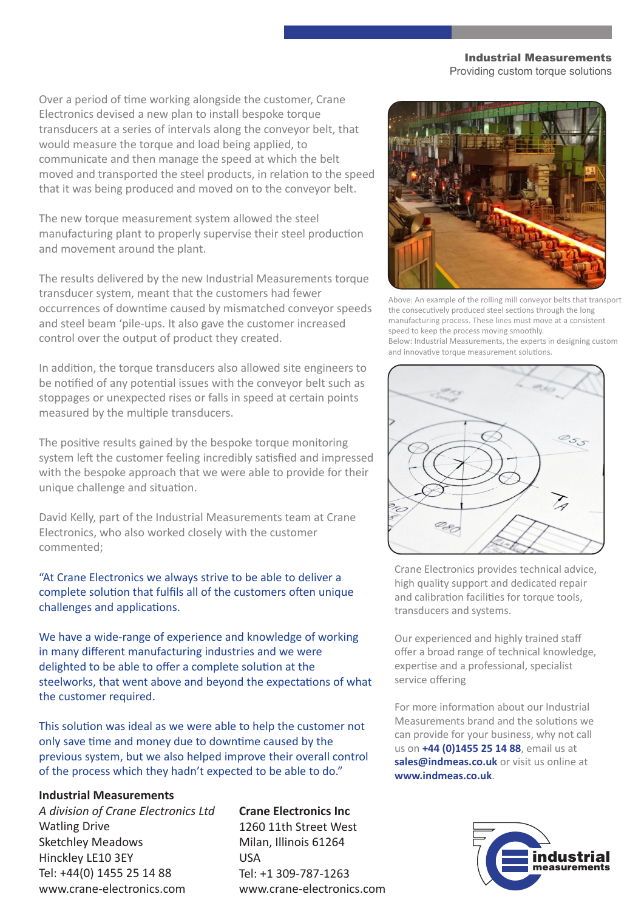Over a period of time working alongside the customer, Crane Electronics devised a new plan to install bespoke torque transducers at a series of intervals along the conveyor belt, that would measure the torque and load being applied, to communicate and then manage the speed at which the belt moved and transported the steel products, in relation to the speed that it was being produced and moved on to the conveyor belt.

The new torque measurement system allowed the steel manufacturing plant to properly supervise their steel production and movement around the plant.

The results delivered by the new Industrial Measurements torque transducer system, meant that the customers had fewer occurrences of downtime caused by mismatched conveyor speeds and steel beam 'pile-ups. It also gave the customer increased control over the output of product they created.

In addition, the torque transducers also allowed site engineers to be notified of any potential issues with the conveyor belt such as stoppages or unexpected rises or falls in speed at certain points measured by the multiple transducers.

The positive results gained by the bespoke torque monitoring system left the customer feeling incredibly satisfied and impressed with the bespoke approach that we were able to provide for their unique challenge and situation.

David Kelly, part of the Industrial Measurements team at Crane Electronics, who also worked closely with the customer commented;

"At Crane Electronics we always strive to be able to deliver a complete solution that fulfils all of the customers often unique challenges and applications.

We have a wide-range of experience and knowledge of working in many different manufacturing industries and we were delighted to be able to offer a complete solution at the steelworks, that went above and beyond the expectations of what the customer required.

This solution was ideal as we were able to help the customer not only save time and money due to downtime caused by the previous system, but we also helped improve their overall control of the process which they hadn't expected to be able to do."

Above: An example of the rolling mill conveyor belts that transport the consecutively produced steel sections through the long manufacturing process. These lines must move at a consistent speed to keep the process moving smoothly.
Below: Industrial Measurements, the experts in designing custom and innovative torque measurement solutions.

Crane Electronics provides technical advice, high quality support and dedicated repair and calibration facilities for torque tools, transducers and systems.

Our experienced and highly trained staff offer a broad range of technical knowledge, expertise and a professional, specialist service offering

For more information about our Industrial Measurements brand and the solutions we can provide for your business, why not call us on **+44 (0)1455 25 14 88**, email us at **sales@indmeas.co.uk** or visit us online at **www.indmeas.co.uk**.

**Industrial Measurements**
*A division of Crane Electronics Ltd*
Watling Drive
Sketchley Meadows
Hinckley LE10 3EY
Tel: +44(0) 1455 25 14 88
www.crane-electronics.com

**Crane Electronics Inc**
1260 11th Street West
Milan, Illinois 61264
USA
Tel: +1 309-787-1263
www.crane-electronics.com